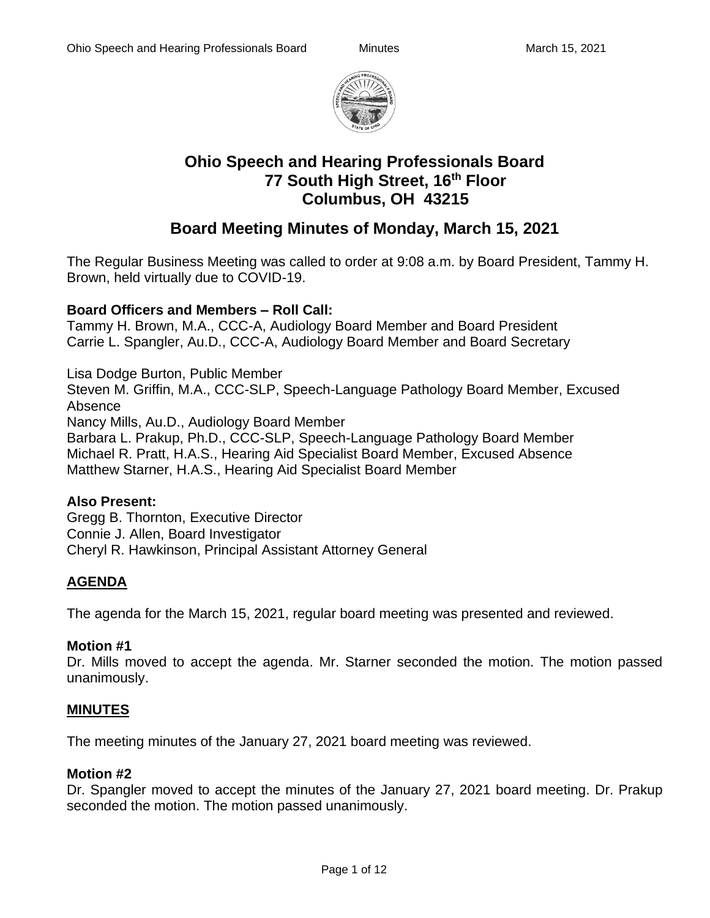# Ohio Speech and Hearing Professionals Board
## 77 South High Street, 16th Floor
## Columbus, OH 43215

## Board Meeting Minutes of Monday, March 15, 2021

The Regular Business Meeting was called to order at 9:08 a.m. by Board President, Tammy H. Brown, held virtually due to COVID-19.

**Board Officers and Members – Roll Call:**
Tammy H. Brown, M.A., CCC-A, Audiology Board Member and Board President
Carrie L. Spangler, Au.D., CCC-A, Audiology Board Member and Board Secretary

Lisa Dodge Burton, Public Member
Steven M. Griffin, M.A., CCC-SLP, Speech-Language Pathology Board Member, Excused Absence
Nancy Mills, Au.D., Audiology Board Member
Barbara L. Prakup, Ph.D., CCC-SLP, Speech-Language Pathology Board Member
Michael R. Pratt, H.A.S., Hearing Aid Specialist Board Member, Excused Absence
Matthew Starner, H.A.S., Hearing Aid Specialist Board Member

**Also Present:**
Gregg B. Thornton, Executive Director
Connie J. Allen, Board Investigator
Cheryl R. Hawkinson, Principal Assistant Attorney General

**AGENDA**

The agenda for the March 15, 2021, regular board meeting was presented and reviewed.

**Motion #1**
Dr. Mills moved to accept the agenda. Mr. Starner seconded the motion. The motion passed unanimously.

**MINUTES**

The meeting minutes of the January 27, 2021 board meeting was reviewed.

**Motion #2**
Dr. Spangler moved to accept the minutes of the January 27, 2021 board meeting. Dr. Prakup seconded the motion. The motion passed unanimously.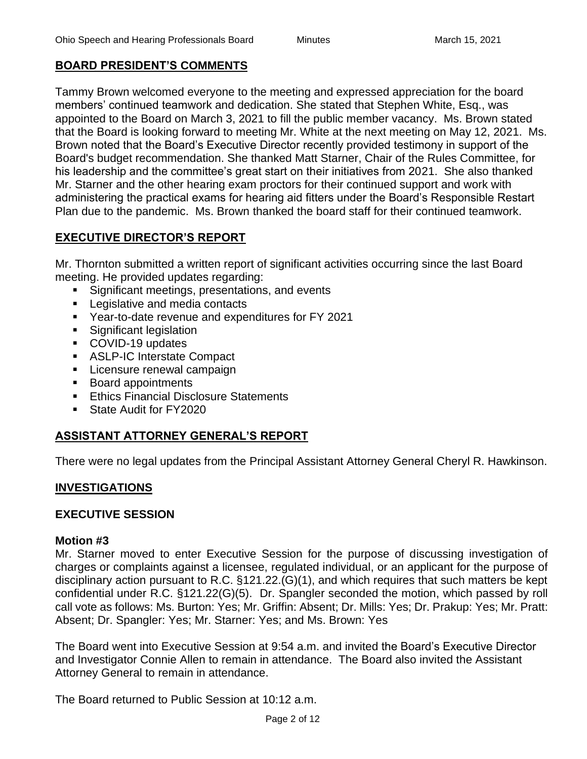## BOARD PRESIDENT'S COMMENTS

Tammy Brown welcomed everyone to the meeting and expressed appreciation for the board members' continued teamwork and dedication. She stated that Stephen White, Esq., was appointed to the Board on March 3, 2021 to fill the public member vacancy. Ms. Brown stated that the Board is looking forward to meeting Mr. White at the next meeting on May 12, 2021. Ms. Brown noted that the Board's Executive Director recently provided testimony in support of the Board's budget recommendation. She thanked Matt Starner, Chair of the Rules Committee, for his leadership and the committee's great start on their initiatives from 2021. She also thanked Mr. Starner and the other hearing exam proctors for their continued support and work with administering the practical exams for hearing aid fitters under the Board's Responsible Restart Plan due to the pandemic. Ms. Brown thanked the board staff for their continued teamwork.

## EXECUTIVE DIRECTOR'S REPORT

Mr. Thornton submitted a written report of significant activities occurring since the last Board meeting. He provided updates regarding:

- Significant meetings, presentations, and events
- Legislative and media contacts
- Year-to-date revenue and expenditures for FY 2021
- Significant legislation
- COVID-19 updates
- ASLP-IC Interstate Compact
- Licensure renewal campaign
- Board appointments
- Ethics Financial Disclosure Statements
- State Audit for FY2020

## ASSISTANT ATTORNEY GENERAL'S REPORT

There were no legal updates from the Principal Assistant Attorney General Cheryl R. Hawkinson.

## INVESTIGATIONS

### EXECUTIVE SESSION

**Motion #3**

Mr. Starner moved to enter Executive Session for the purpose of discussing investigation of charges or complaints against a licensee, regulated individual, or an applicant for the purpose of disciplinary action pursuant to R.C. §121.22.(G)(1), and which requires that such matters be kept confidential under R.C. §121.22(G)(5). Dr. Spangler seconded the motion, which passed by roll call vote as follows: Ms. Burton: Yes; Mr. Griffin: Absent; Dr. Mills: Yes; Dr. Prakup: Yes; Mr. Pratt: Absent; Dr. Spangler: Yes; Mr. Starner: Yes; and Ms. Brown: Yes

The Board went into Executive Session at 9:54 a.m. and invited the Board's Executive Director and Investigator Connie Allen to remain in attendance. The Board also invited the Assistant Attorney General to remain in attendance.

The Board returned to Public Session at 10:12 a.m.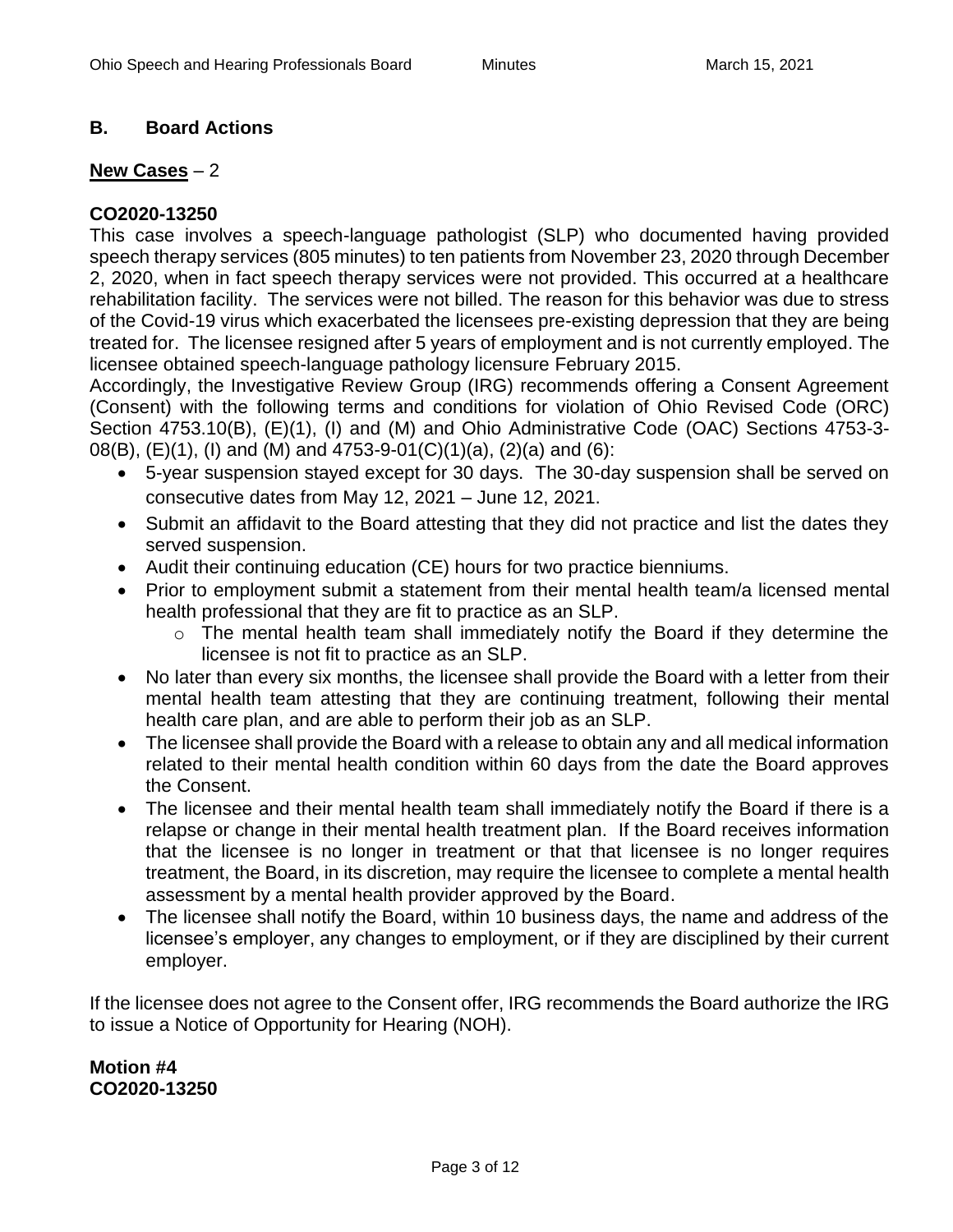## B. Board Actions

**New Cases** – 2

**CO2020-13250**

This case involves a speech-language pathologist (SLP) who documented having provided speech therapy services (805 minutes) to ten patients from November 23, 2020 through December 2, 2020, when in fact speech therapy services were not provided. This occurred at a healthcare rehabilitation facility. The services were not billed. The reason for this behavior was due to stress of the Covid-19 virus which exacerbated the licensees pre-existing depression that they are being treated for. The licensee resigned after 5 years of employment and is not currently employed. The licensee obtained speech-language pathology licensure February 2015.

Accordingly, the Investigative Review Group (IRG) recommends offering a Consent Agreement (Consent) with the following terms and conditions for violation of Ohio Revised Code (ORC) Section 4753.10(B), (E)(1), (I) and (M) and Ohio Administrative Code (OAC) Sections 4753-3-08(B), (E)(1), (I) and (M) and 4753-9-01(C)(1)(a), (2)(a) and (6):

- 5-year suspension stayed except for 30 days. The 30-day suspension shall be served on consecutive dates from May 12, 2021 – June 12, 2021.
- Submit an affidavit to the Board attesting that they did not practice and list the dates they served suspension.
- Audit their continuing education (CE) hours for two practice bienniums.
- Prior to employment submit a statement from their mental health team/a licensed mental health professional that they are fit to practice as an SLP.
  - The mental health team shall immediately notify the Board if they determine the licensee is not fit to practice as an SLP.
- No later than every six months, the licensee shall provide the Board with a letter from their mental health team attesting that they are continuing treatment, following their mental health care plan, and are able to perform their job as an SLP.
- The licensee shall provide the Board with a release to obtain any and all medical information related to their mental health condition within 60 days from the date the Board approves the Consent.
- The licensee and their mental health team shall immediately notify the Board if there is a relapse or change in their mental health treatment plan. If the Board receives information that the licensee is no longer in treatment or that that licensee is no longer requires treatment, the Board, in its discretion, may require the licensee to complete a mental health assessment by a mental health provider approved by the Board.
- The licensee shall notify the Board, within 10 business days, the name and address of the licensee's employer, any changes to employment, or if they are disciplined by their current employer.

If the licensee does not agree to the Consent offer, IRG recommends the Board authorize the IRG to issue a Notice of Opportunity for Hearing (NOH).

**Motion #4**
**CO2020-13250**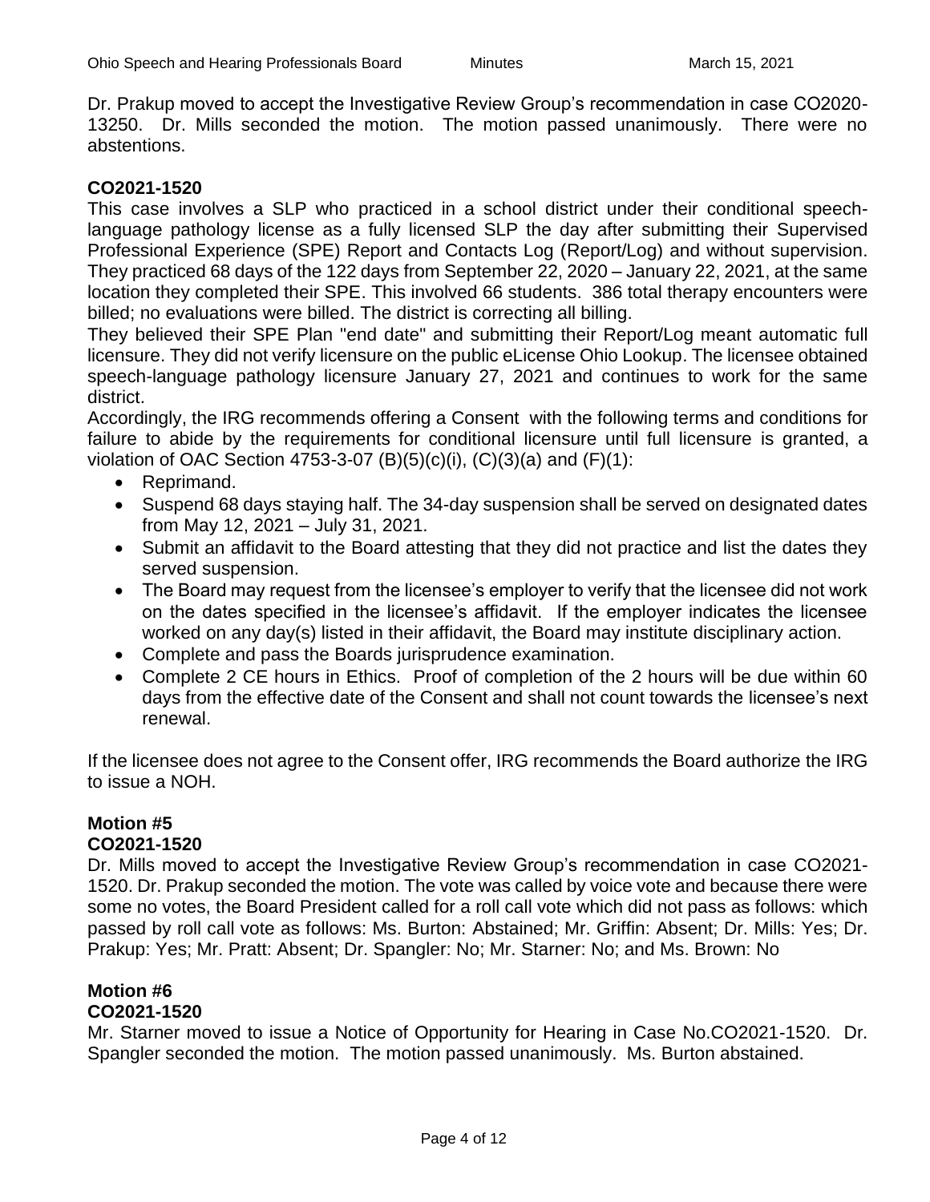Dr. Prakup moved to accept the Investigative Review Group's recommendation in case CO2020-13250. Dr. Mills seconded the motion. The motion passed unanimously. There were no abstentions.

**CO2021-1520**

This case involves a SLP who practiced in a school district under their conditional speech-language pathology license as a fully licensed SLP the day after submitting their Supervised Professional Experience (SPE) Report and Contacts Log (Report/Log) and without supervision. They practiced 68 days of the 122 days from September 22, 2020 – January 22, 2021, at the same location they completed their SPE. This involved 66 students. 386 total therapy encounters were billed; no evaluations were billed. The district is correcting all billing.

They believed their SPE Plan "end date" and submitting their Report/Log meant automatic full licensure. They did not verify licensure on the public eLicense Ohio Lookup. The licensee obtained speech-language pathology licensure January 27, 2021 and continues to work for the same district.

Accordingly, the IRG recommends offering a Consent with the following terms and conditions for failure to abide by the requirements for conditional licensure until full licensure is granted, a violation of OAC Section 4753-3-07 (B)(5)(c)(i), (C)(3)(a) and (F)(1):

- Reprimand.
- Suspend 68 days staying half. The 34-day suspension shall be served on designated dates from May 12, 2021 – July 31, 2021.
- Submit an affidavit to the Board attesting that they did not practice and list the dates they served suspension.
- The Board may request from the licensee's employer to verify that the licensee did not work on the dates specified in the licensee's affidavit. If the employer indicates the licensee worked on any day(s) listed in their affidavit, the Board may institute disciplinary action.
- Complete and pass the Boards jurisprudence examination.
- Complete 2 CE hours in Ethics. Proof of completion of the 2 hours will be due within 60 days from the effective date of the Consent and shall not count towards the licensee's next renewal.

If the licensee does not agree to the Consent offer, IRG recommends the Board authorize the IRG to issue a NOH.

**Motion #5**
**CO2021-1520**

Dr. Mills moved to accept the Investigative Review Group's recommendation in case CO2021-1520. Dr. Prakup seconded the motion. The vote was called by voice vote and because there were some no votes, the Board President called for a roll call vote which did not pass as follows: which passed by roll call vote as follows: Ms. Burton: Abstained; Mr. Griffin: Absent; Dr. Mills: Yes; Dr. Prakup: Yes; Mr. Pratt: Absent; Dr. Spangler: No; Mr. Starner: No; and Ms. Brown: No

**Motion #6**
**CO2021-1520**

Mr. Starner moved to issue a Notice of Opportunity for Hearing in Case No.CO2021-1520. Dr. Spangler seconded the motion. The motion passed unanimously. Ms. Burton abstained.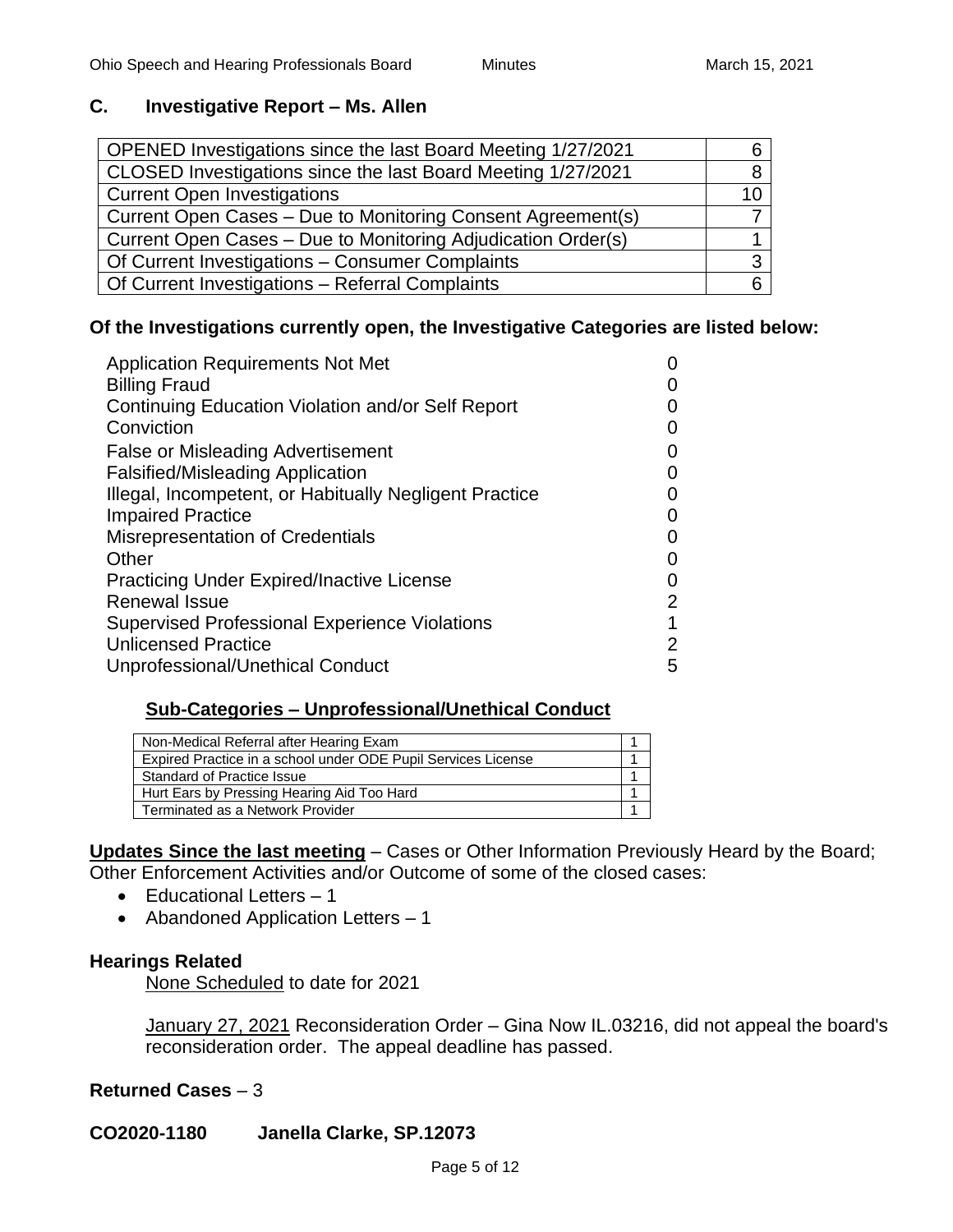## C. Investigative Report – Ms. Allen

| | |
|---|---|
| OPENED Investigations since the last Board Meeting 1/27/2021 | 6 |
| CLOSED Investigations since the last Board Meeting 1/27/2021 | 8 |
| Current Open Investigations | 10 |
| Current Open Cases – Due to Monitoring Consent Agreement(s) | 7 |
| Current Open Cases – Due to Monitoring Adjudication Order(s) | 1 |
| Of Current Investigations – Consumer Complaints | 3 |
| Of Current Investigations – Referral Complaints | 6 |

**Of the Investigations currently open, the Investigative Categories are listed below:**

| | |
|---|---|
| Application Requirements Not Met | 0 |
| Billing Fraud | 0 |
| Continuing Education Violation and/or Self Report | 0 |
| Conviction | 0 |
| False or Misleading Advertisement | 0 |
| Falsified/Misleading Application | 0 |
| Illegal, Incompetent, or Habitually Negligent Practice | 0 |
| Impaired Practice | 0 |
| Misrepresentation of Credentials | 0 |
| Other | 0 |
| Practicing Under Expired/Inactive License | 0 |
| Renewal Issue | 2 |
| Supervised Professional Experience Violations | 1 |
| Unlicensed Practice | 2 |
| Unprofessional/Unethical Conduct | 5 |

**Sub-Categories – Unprofessional/Unethical Conduct**

| | |
|---|---|
| Non-Medical Referral after Hearing Exam | 1 |
| Expired Practice in a school under ODE Pupil Services License | 1 |
| Standard of Practice Issue | 1 |
| Hurt Ears by Pressing Hearing Aid Too Hard | 1 |
| Terminated as a Network Provider | 1 |

**Updates Since the last meeting** – Cases or Other Information Previously Heard by the Board; Other Enforcement Activities and/or Outcome of some of the closed cases:

- Educational Letters – 1
- Abandoned Application Letters – 1

**Hearings Related**

None Scheduled to date for 2021

January 27, 2021 Reconsideration Order – Gina Now IL.03216, did not appeal the board's reconsideration order. The appeal deadline has passed.

**Returned Cases** – 3

**CO2020-1180 Janella Clarke, SP.12073**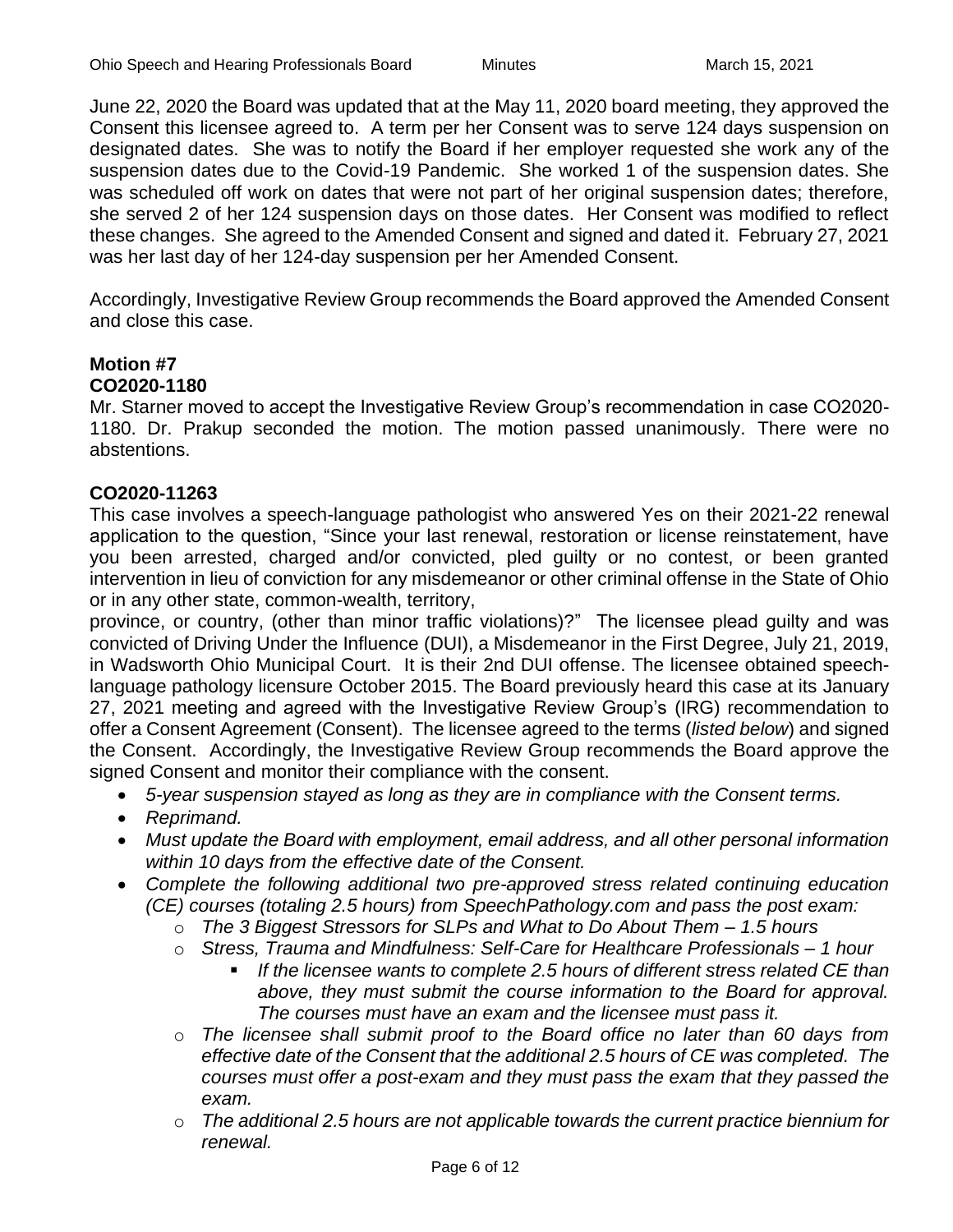June 22, 2020 the Board was updated that at the May 11, 2020 board meeting, they approved the Consent this licensee agreed to. A term per her Consent was to serve 124 days suspension on designated dates. She was to notify the Board if her employer requested she work any of the suspension dates due to the Covid-19 Pandemic. She worked 1 of the suspension dates. She was scheduled off work on dates that were not part of her original suspension dates; therefore, she served 2 of her 124 suspension days on those dates. Her Consent was modified to reflect these changes. She agreed to the Amended Consent and signed and dated it. February 27, 2021 was her last day of her 124-day suspension per her Amended Consent.

Accordingly, Investigative Review Group recommends the Board approved the Amended Consent and close this case.

**Motion #7**
**CO2020-1180**

Mr. Starner moved to accept the Investigative Review Group's recommendation in case CO2020-1180. Dr. Prakup seconded the motion. The motion passed unanimously. There were no abstentions.

**CO2020-11263**

This case involves a speech-language pathologist who answered Yes on their 2021-22 renewal application to the question, "Since your last renewal, restoration or license reinstatement, have you been arrested, charged and/or convicted, pled guilty or no contest, or been granted intervention in lieu of conviction for any misdemeanor or other criminal offense in the State of Ohio or in any other state, common-wealth, territory, province, or country, (other than minor traffic violations)?" The licensee plead guilty and was convicted of Driving Under the Influence (DUI), a Misdemeanor in the First Degree, July 21, 2019, in Wadsworth Ohio Municipal Court. It is their 2nd DUI offense. The licensee obtained speech-language pathology licensure October 2015. The Board previously heard this case at its January 27, 2021 meeting and agreed with the Investigative Review Group's (IRG) recommendation to offer a Consent Agreement (Consent). The licensee agreed to the terms (*listed below*) and signed the Consent. Accordingly, the Investigative Review Group recommends the Board approve the signed Consent and monitor their compliance with the consent.

- *5-year suspension stayed as long as they are in compliance with the Consent terms.*
- *Reprimand.*
- *Must update the Board with employment, email address, and all other personal information within 10 days from the effective date of the Consent.*
- *Complete the following additional two pre-approved stress related continuing education (CE) courses (totaling 2.5 hours) from SpeechPathology.com and pass the post exam:*
    - *The 3 Biggest Stressors for SLPs and What to Do About Them – 1.5 hours*
    - *Stress, Trauma and Mindfulness: Self-Care for Healthcare Professionals – 1 hour*
        - *If the licensee wants to complete 2.5 hours of different stress related CE than above, they must submit the course information to the Board for approval. The courses must have an exam and the licensee must pass it.*
    - *The licensee shall submit proof to the Board office no later than 60 days from effective date of the Consent that the additional 2.5 hours of CE was completed. The courses must offer a post-exam and they must pass the exam that they passed the exam.*
    - *The additional 2.5 hours are not applicable towards the current practice biennium for renewal.*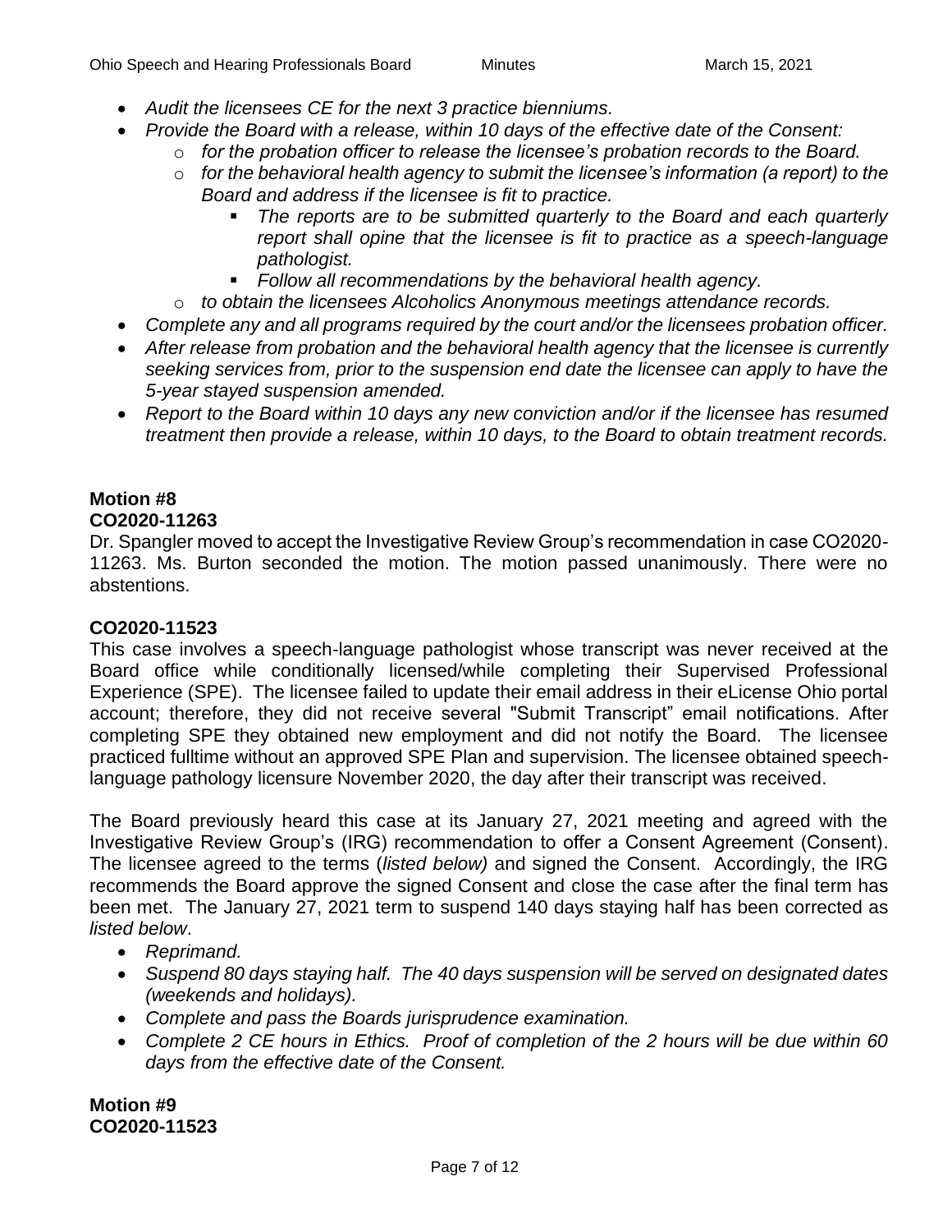- *Audit the licensees CE for the next 3 practice bienniums.*
- *Provide the Board with a release, within 10 days of the effective date of the Consent:*
  - *for the probation officer to release the licensee's probation records to the Board.*
  - *for the behavioral health agency to submit the licensee's information (a report) to the Board and address if the licensee is fit to practice.*
    - *The reports are to be submitted quarterly to the Board and each quarterly report shall opine that the licensee is fit to practice as a speech-language pathologist.*
    - *Follow all recommendations by the behavioral health agency.*
  - *to obtain the licensees Alcoholics Anonymous meetings attendance records.*
- *Complete any and all programs required by the court and/or the licensees probation officer.*
- *After release from probation and the behavioral health agency that the licensee is currently seeking services from, prior to the suspension end date the licensee can apply to have the 5-year stayed suspension amended.*
- *Report to the Board within 10 days any new conviction and/or if the licensee has resumed treatment then provide a release, within 10 days, to the Board to obtain treatment records.*

**Motion #8**
**CO2020-11263**

Dr. Spangler moved to accept the Investigative Review Group's recommendation in case CO2020-11263. Ms. Burton seconded the motion. The motion passed unanimously. There were no abstentions.

**CO2020-11523**

This case involves a speech-language pathologist whose transcript was never received at the Board office while conditionally licensed/while completing their Supervised Professional Experience (SPE). The licensee failed to update their email address in their eLicense Ohio portal account; therefore, they did not receive several "Submit Transcript" email notifications. After completing SPE they obtained new employment and did not notify the Board. The licensee practiced fulltime without an approved SPE Plan and supervision. The licensee obtained speech-language pathology licensure November 2020, the day after their transcript was received.

The Board previously heard this case at its January 27, 2021 meeting and agreed with the Investigative Review Group's (IRG) recommendation to offer a Consent Agreement (Consent). The licensee agreed to the terms (*listed below)* and signed the Consent. Accordingly, the IRG recommends the Board approve the signed Consent and close the case after the final term has been met. The January 27, 2021 term to suspend 140 days staying half has been corrected as *listed below*.

- *Reprimand.*
- *Suspend 80 days staying half. The 40 days suspension will be served on designated dates (weekends and holidays).*
- *Complete and pass the Boards jurisprudence examination.*
- *Complete 2 CE hours in Ethics. Proof of completion of the 2 hours will be due within 60 days from the effective date of the Consent.*

**Motion #9**
**CO2020-11523**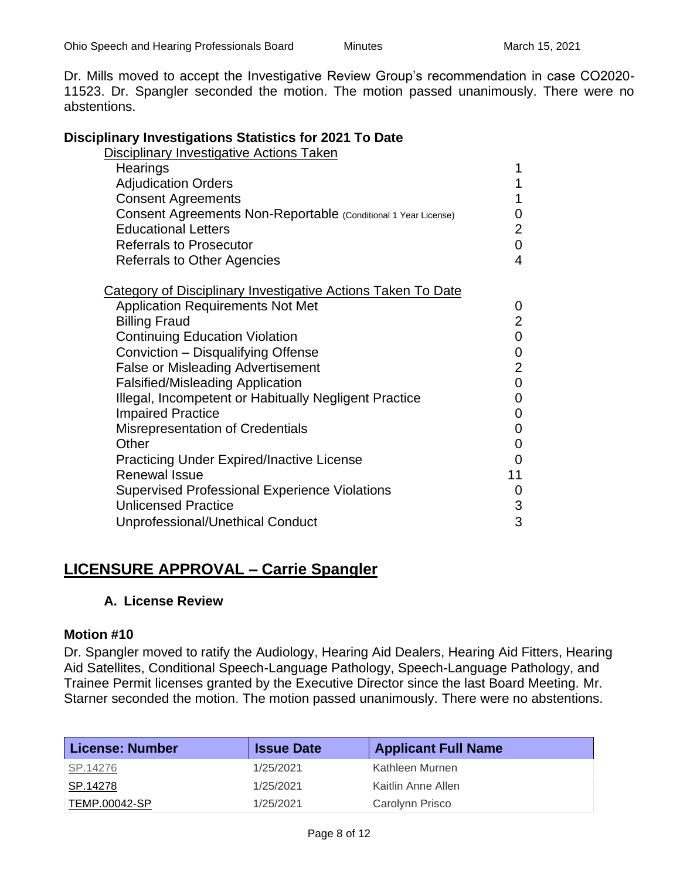Dr. Mills moved to accept the Investigative Review Group's recommendation in case CO2020-11523. Dr. Spangler seconded the motion. The motion passed unanimously. There were no abstentions.

**Disciplinary Investigations Statistics for 2021 To Date**

Disciplinary Investigative Actions Taken

| | |
|---|---|
| Hearings | 1 |
| Adjudication Orders | 1 |
| Consent Agreements | 1 |
| Consent Agreements Non-Reportable (Conditional 1 Year License) | 0 |
| Educational Letters | 2 |
| Referrals to Prosecutor | 0 |
| Referrals to Other Agencies | 4 |

Category of Disciplinary Investigative Actions Taken To Date

| | |
|---|---|
| Application Requirements Not Met | 0 |
| Billing Fraud | 2 |
| Continuing Education Violation | 0 |
| Conviction – Disqualifying Offense | 0 |
| False or Misleading Advertisement | 2 |
| Falsified/Misleading Application | 0 |
| Illegal, Incompetent or Habitually Negligent Practice | 0 |
| Impaired Practice | 0 |
| Misrepresentation of Credentials | 0 |
| Other | 0 |
| Practicing Under Expired/Inactive License | 0 |
| Renewal Issue | 11 |
| Supervised Professional Experience Violations | 0 |
| Unlicensed Practice | 3 |
| Unprofessional/Unethical Conduct | 3 |

## LICENSURE APPROVAL – Carrie Spangler

### A. License Review

**Motion #10**

Dr. Spangler moved to ratify the Audiology, Hearing Aid Dealers, Hearing Aid Fitters, Hearing Aid Satellites, Conditional Speech-Language Pathology, Speech-Language Pathology, and Trainee Permit licenses granted by the Executive Director since the last Board Meeting. Mr. Starner seconded the motion. The motion passed unanimously. There were no abstentions.

| License: Number | Issue Date | Applicant Full Name |
|---|---|---|
| SP.14276 | 1/25/2021 | Kathleen Murnen |
| SP.14278 | 1/25/2021 | Kaitlin Anne Allen |
| TEMP.00042-SP | 1/25/2021 | Carolynn Prisco |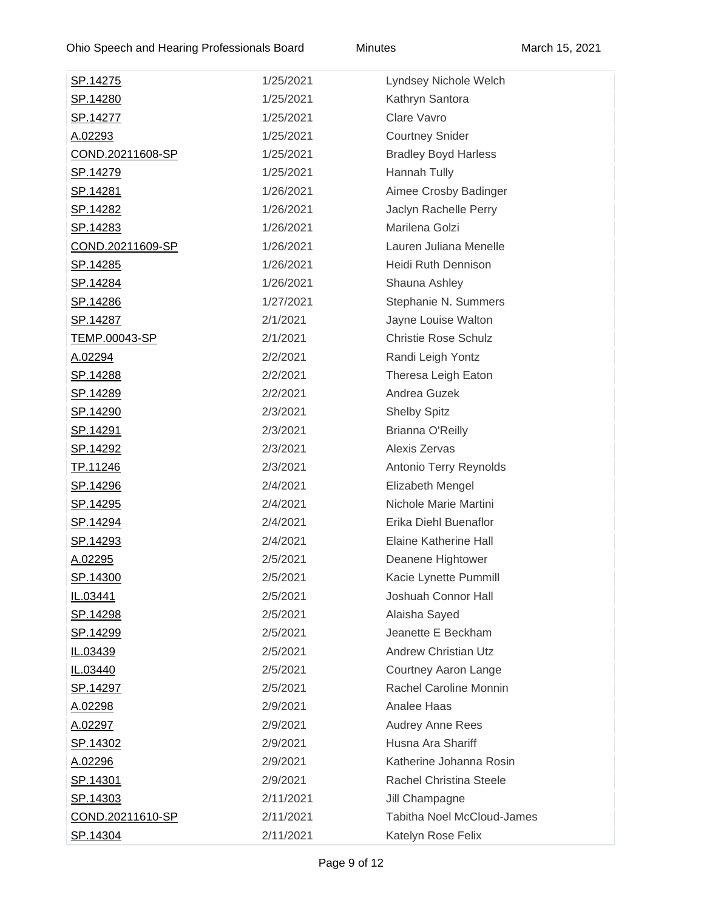| SP.14275 | 1/25/2021 | Lyndsey Nichole Welch |
|---|---|---|
| SP.14280 | 1/25/2021 | Kathryn Santora |
| SP.14277 | 1/25/2021 | Clare Vavro |
| A.02293 | 1/25/2021 | Courtney Snider |
| COND.20211608-SP | 1/25/2021 | Bradley Boyd Harless |
| SP.14279 | 1/25/2021 | Hannah Tully |
| SP.14281 | 1/26/2021 | Aimee Crosby Badinger |
| SP.14282 | 1/26/2021 | Jaclyn Rachelle Perry |
| SP.14283 | 1/26/2021 | Marilena Golzi |
| COND.20211609-SP | 1/26/2021 | Lauren Juliana Menelle |
| SP.14285 | 1/26/2021 | Heidi Ruth Dennison |
| SP.14284 | 1/26/2021 | Shauna Ashley |
| SP.14286 | 1/27/2021 | Stephanie N. Summers |
| SP.14287 | 2/1/2021 | Jayne Louise Walton |
| TEMP.00043-SP | 2/1/2021 | Christie Rose Schulz |
| A.02294 | 2/2/2021 | Randi Leigh Yontz |
| SP.14288 | 2/2/2021 | Theresa Leigh Eaton |
| SP.14289 | 2/2/2021 | Andrea Guzek |
| SP.14290 | 2/3/2021 | Shelby Spitz |
| SP.14291 | 2/3/2021 | Brianna O'Reilly |
| SP.14292 | 2/3/2021 | Alexis Zervas |
| TP.11246 | 2/3/2021 | Antonio Terry Reynolds |
| SP.14296 | 2/4/2021 | Elizabeth Mengel |
| SP.14295 | 2/4/2021 | Nichole Marie Martini |
| SP.14294 | 2/4/2021 | Erika Diehl Buenaflor |
| SP.14293 | 2/4/2021 | Elaine Katherine Hall |
| A.02295 | 2/5/2021 | Deanene Hightower |
| SP.14300 | 2/5/2021 | Kacie Lynette Pummill |
| IL.03441 | 2/5/2021 | Joshuah Connor Hall |
| SP.14298 | 2/5/2021 | Alaisha Sayed |
| SP.14299 | 2/5/2021 | Jeanette E Beckham |
| IL.03439 | 2/5/2021 | Andrew Christian Utz |
| IL.03440 | 2/5/2021 | Courtney Aaron Lange |
| SP.14297 | 2/5/2021 | Rachel Caroline Monnin |
| A.02298 | 2/9/2021 | Analee Haas |
| A.02297 | 2/9/2021 | Audrey Anne Rees |
| SP.14302 | 2/9/2021 | Husna Ara Shariff |
| A.02296 | 2/9/2021 | Katherine Johanna Rosin |
| SP.14301 | 2/9/2021 | Rachel Christina Steele |
| SP.14303 | 2/11/2021 | Jill Champagne |
| COND.20211610-SP | 2/11/2021 | Tabitha Noel McCloud-James |
| SP.14304 | 2/11/2021 | Katelyn Rose Felix |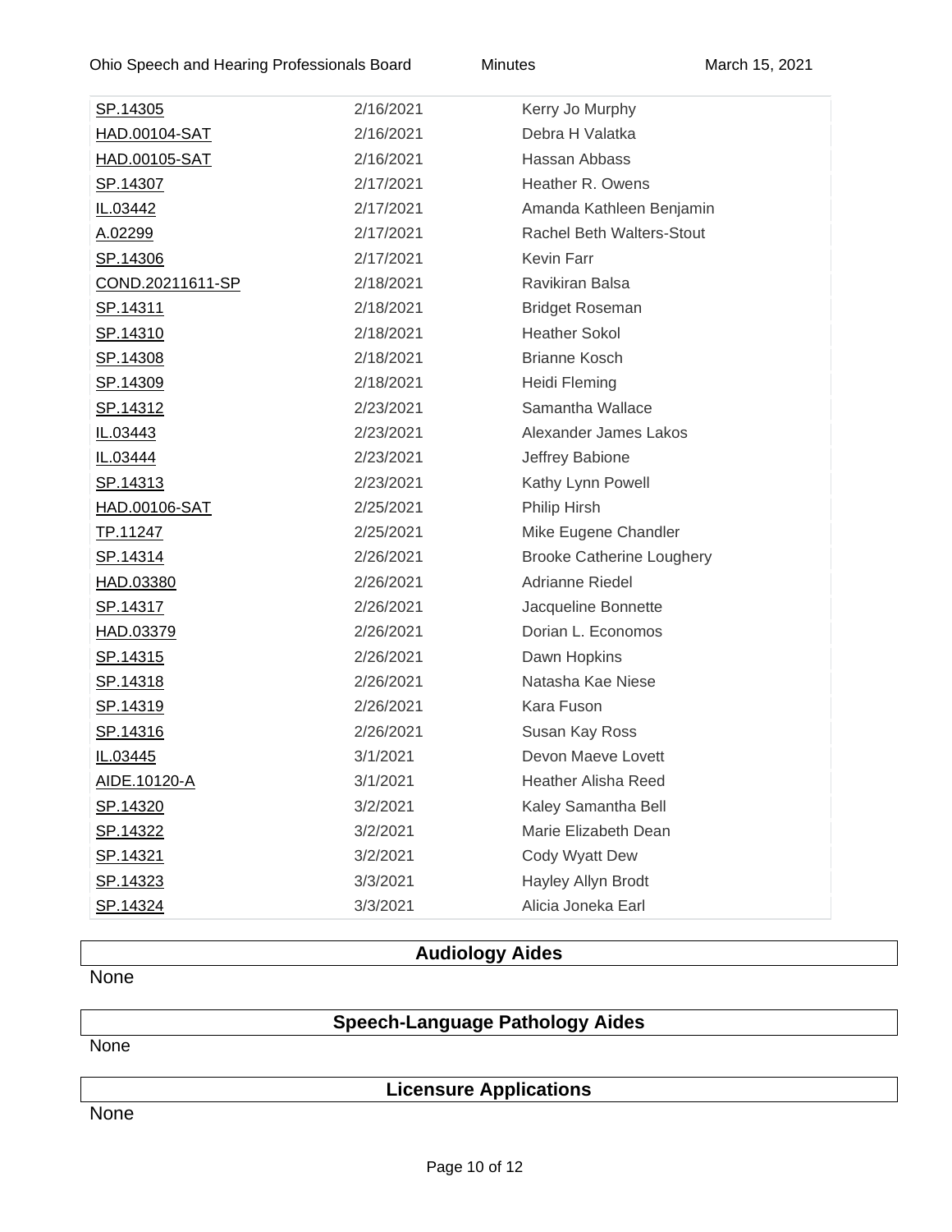| | | |
|---|---|---|
| SP.14305 | 2/16/2021 | Kerry Jo Murphy |
| HAD.00104-SAT | 2/16/2021 | Debra H Valatka |
| HAD.00105-SAT | 2/16/2021 | Hassan Abbass |
| SP.14307 | 2/17/2021 | Heather R. Owens |
| IL.03442 | 2/17/2021 | Amanda Kathleen Benjamin |
| A.02299 | 2/17/2021 | Rachel Beth Walters-Stout |
| SP.14306 | 2/17/2021 | Kevin Farr |
| COND.20211611-SP | 2/18/2021 | Ravikiran Balsa |
| SP.14311 | 2/18/2021 | Bridget Roseman |
| SP.14310 | 2/18/2021 | Heather Sokol |
| SP.14308 | 2/18/2021 | Brianne Kosch |
| SP.14309 | 2/18/2021 | Heidi Fleming |
| SP.14312 | 2/23/2021 | Samantha Wallace |
| IL.03443 | 2/23/2021 | Alexander James Lakos |
| IL.03444 | 2/23/2021 | Jeffrey Babione |
| SP.14313 | 2/23/2021 | Kathy Lynn Powell |
| HAD.00106-SAT | 2/25/2021 | Philip Hirsh |
| TP.11247 | 2/25/2021 | Mike Eugene Chandler |
| SP.14314 | 2/26/2021 | Brooke Catherine Loughery |
| HAD.03380 | 2/26/2021 | Adrianne Riedel |
| SP.14317 | 2/26/2021 | Jacqueline Bonnette |
| HAD.03379 | 2/26/2021 | Dorian L. Economos |
| SP.14315 | 2/26/2021 | Dawn Hopkins |
| SP.14318 | 2/26/2021 | Natasha Kae Niese |
| SP.14319 | 2/26/2021 | Kara Fuson |
| SP.14316 | 2/26/2021 | Susan Kay Ross |
| IL.03445 | 3/1/2021 | Devon Maeve Lovett |
| AIDE.10120-A | 3/1/2021 | Heather Alisha Reed |
| SP.14320 | 3/2/2021 | Kaley Samantha Bell |
| SP.14322 | 3/2/2021 | Marie Elizabeth Dean |
| SP.14321 | 3/2/2021 | Cody Wyatt Dew |
| SP.14323 | 3/3/2021 | Hayley Allyn Brodt |
| SP.14324 | 3/3/2021 | Alicia Joneka Earl |

## Audiology Aides

None

## Speech-Language Pathology Aides

None

## Licensure Applications

None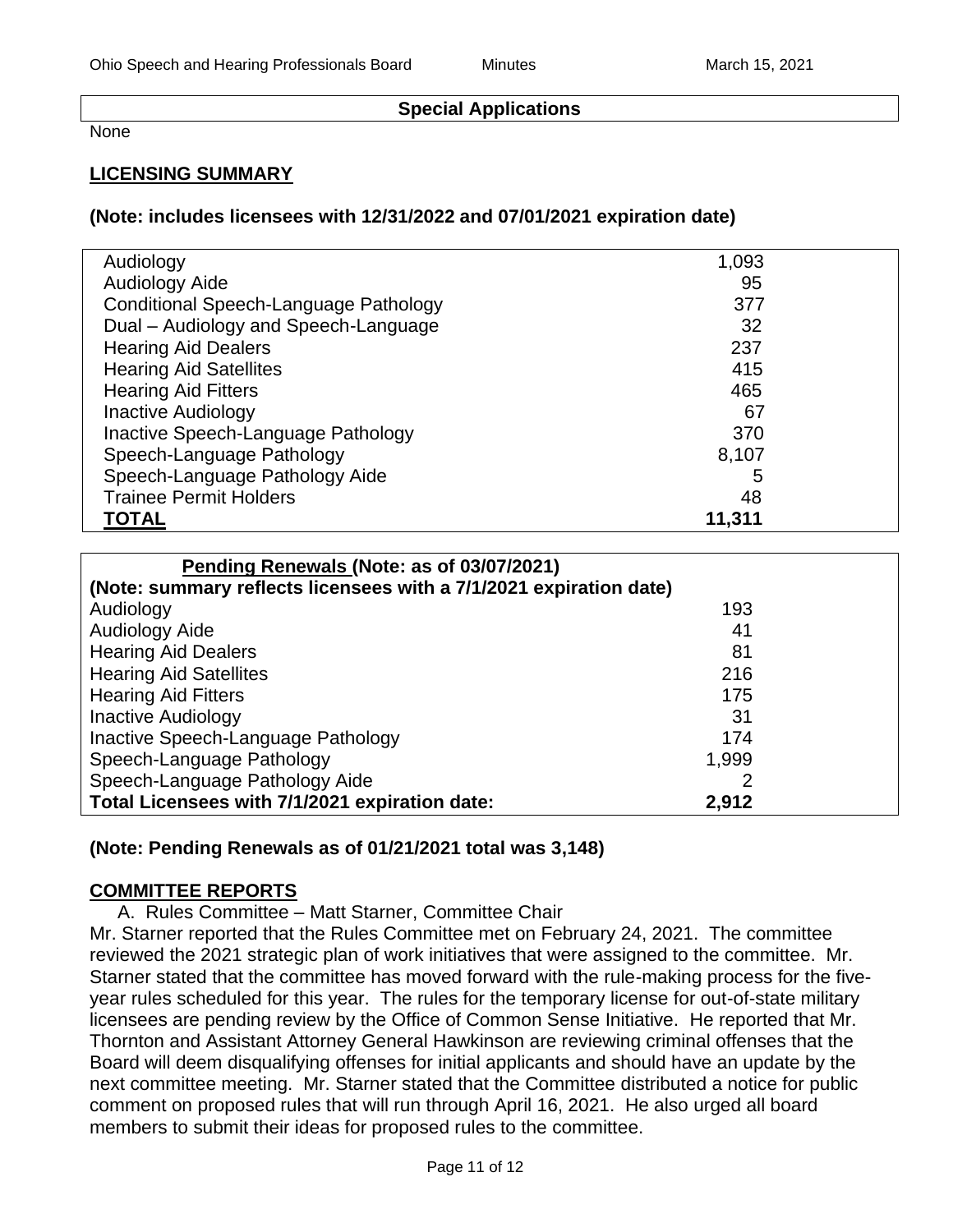## Special Applications

None

## LICENSING SUMMARY

**(Note: includes licensees with 12/31/2022 and 07/01/2021 expiration date)**

| | |
|---|---|
| Audiology | 1,093 |
| Audiology Aide | 95 |
| Conditional Speech-Language Pathology | 377 |
| Dual – Audiology and Speech-Language | 32 |
| Hearing Aid Dealers | 237 |
| Hearing Aid Satellites | 415 |
| Hearing Aid Fitters | 465 |
| Inactive Audiology | 67 |
| Inactive Speech-Language Pathology | 370 |
| Speech-Language Pathology | 8,107 |
| Speech-Language Pathology Aide | 5 |
| Trainee Permit Holders | 48 |
| **TOTAL** | **11,311** |

| **Pending Renewals (Note: as of 03/07/2021)** **(Note: summary reflects licensees with a 7/1/2021 expiration date)** | |
|---|---|
| Audiology | 193 |
| Audiology Aide | 41 |
| Hearing Aid Dealers | 81 |
| Hearing Aid Satellites | 216 |
| Hearing Aid Fitters | 175 |
| Inactive Audiology | 31 |
| Inactive Speech-Language Pathology | 174 |
| Speech-Language Pathology | 1,999 |
| Speech-Language Pathology Aide | 2 |
| **Total Licensees with 7/1/2021 expiration date:** | **2,912** |

**(Note: Pending Renewals as of 01/21/2021 total was 3,148)**

## COMMITTEE REPORTS

A. Rules Committee – Matt Starner, Committee Chair

Mr. Starner reported that the Rules Committee met on February 24, 2021. The committee reviewed the 2021 strategic plan of work initiatives that were assigned to the committee. Mr. Starner stated that the committee has moved forward with the rule-making process for the five-year rules scheduled for this year. The rules for the temporary license for out-of-state military licensees are pending review by the Office of Common Sense Initiative. He reported that Mr. Thornton and Assistant Attorney General Hawkinson are reviewing criminal offenses that the Board will deem disqualifying offenses for initial applicants and should have an update by the next committee meeting. Mr. Starner stated that the Committee distributed a notice for public comment on proposed rules that will run through April 16, 2021. He also urged all board members to submit their ideas for proposed rules to the committee.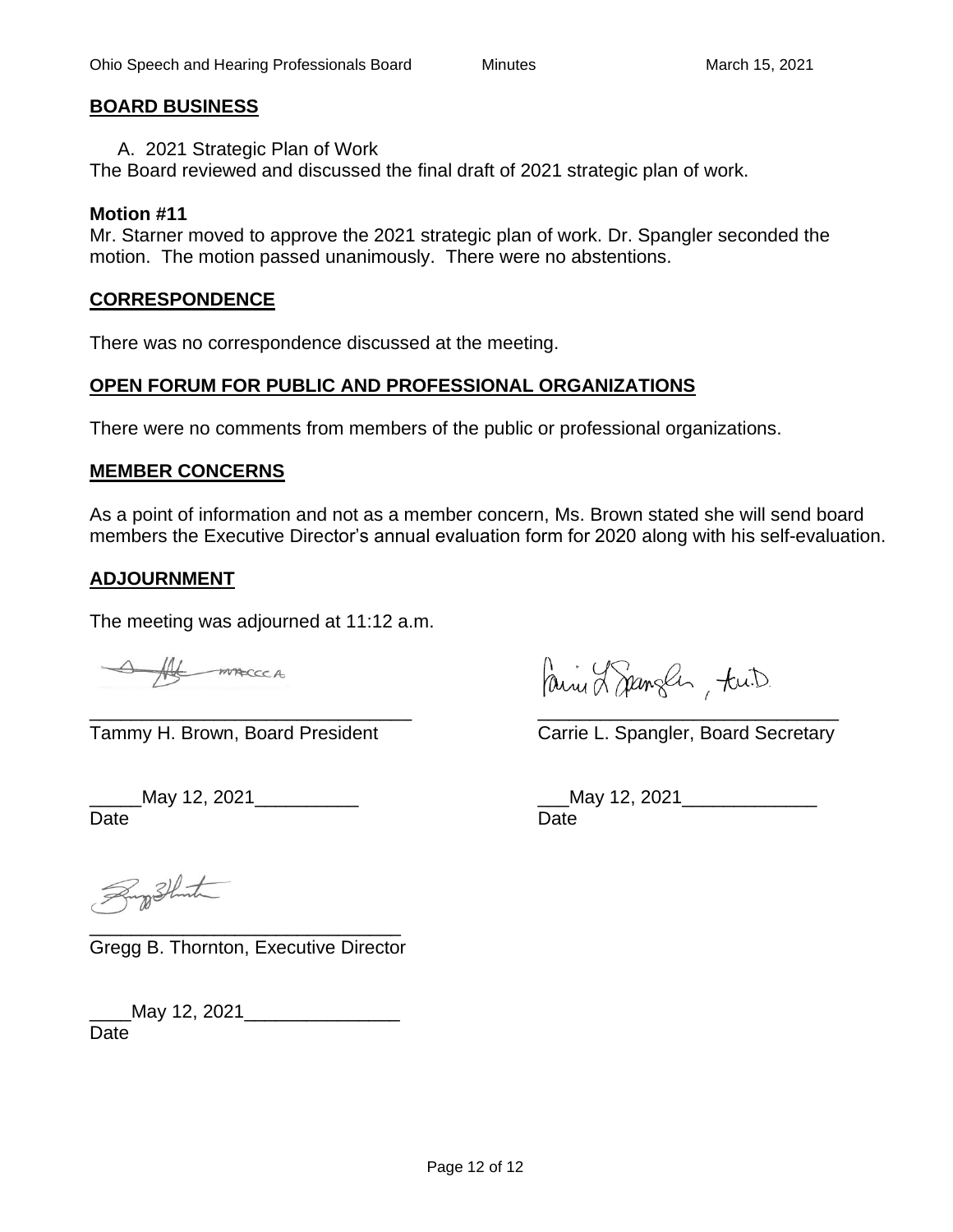## BOARD BUSINESS

A. 2021 Strategic Plan of Work

The Board reviewed and discussed the final draft of 2021 strategic plan of work.

**Motion #11**

Mr. Starner moved to approve the 2021 strategic plan of work. Dr. Spangler seconded the motion. The motion passed unanimously. There were no abstentions.

## CORRESPONDENCE

There was no correspondence discussed at the meeting.

## OPEN FORUM FOR PUBLIC AND PROFESSIONAL ORGANIZATIONS

There were no comments from members of the public or professional organizations.

## MEMBER CONCERNS

As a point of information and not as a member concern, Ms. Brown stated she will send board members the Executive Director's annual evaluation form for 2020 along with his self-evaluation.

## ADJOURNMENT

The meeting was adjourned at 11:12 a.m.

_______________________________
Tammy H. Brown, Board President

_____May 12, 2021__________
Date

_______________________________
Carrie L. Spangler, Board Secretary

___May 12, 2021_____________
Date

_______________________________
Gregg B. Thornton, Executive Director

____May 12, 2021_______________
Date